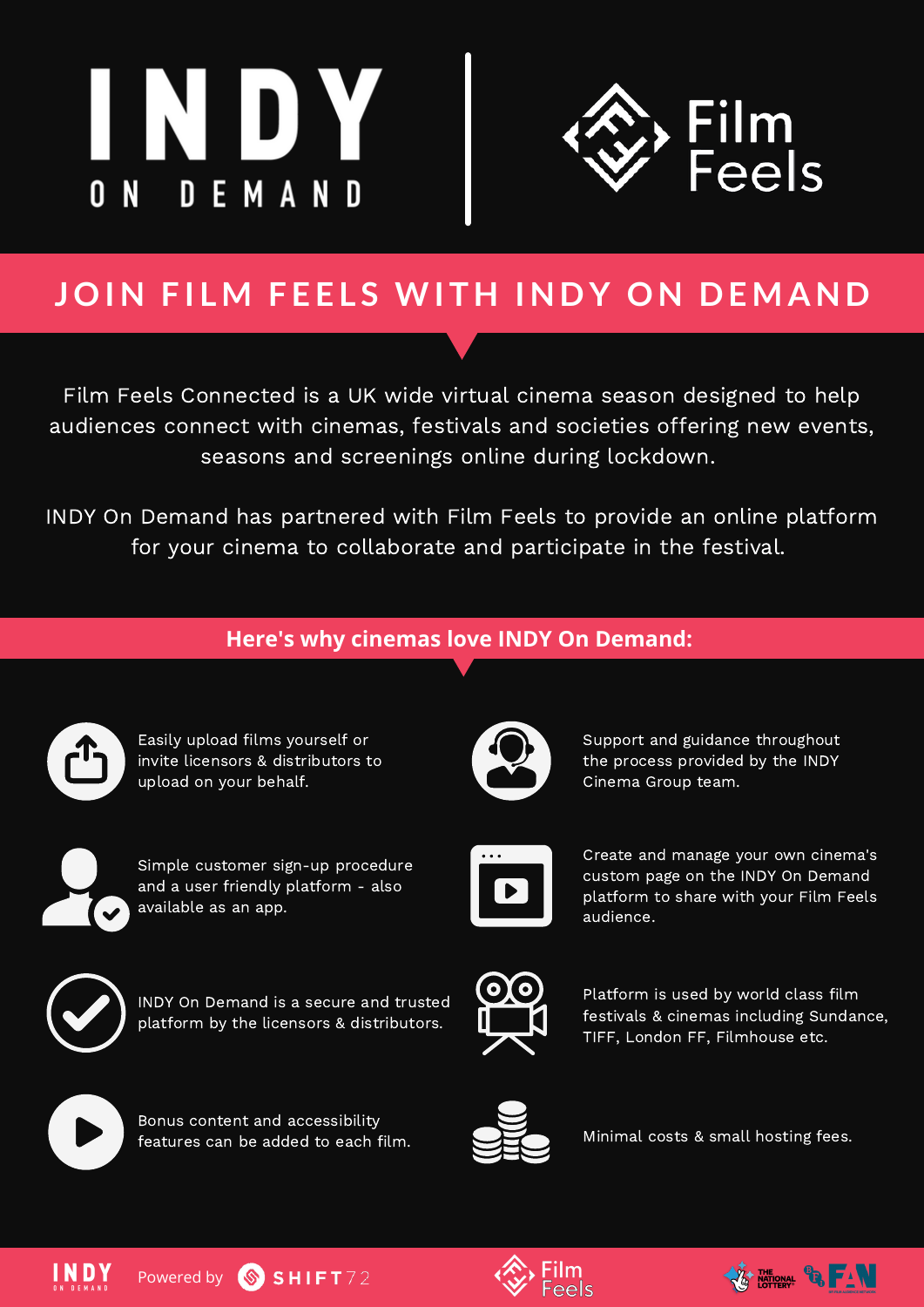# INDY ON DEMAND | Film Feels

## JOIN FILM FEELS WITH INDY ON DEMAND

Film Feels Connected is a UK wide virtual cinema season designed to help audiences connect with cinemas, festivals and societies offering new events, seasons and screenings online during lockdown.

INDY On Demand has partnered with Film Feels to provide an online platform for your cinema to collaborate and participate in the festival.

### Here's why cinemas love INDY On Demand:

- Easily upload films yourself or invite licensors & distributors to upload on your behalf.
- Support and guidance throughout the process provided by the INDY Cinema Group team.
- Simple customer sign-up procedure and a user friendly platform - also available as an app.
- Create and manage your own cinema's custom page on the INDY On Demand platform to share with your Film Feels audience.
- INDY On Demand is a secure and trusted platform by the licensors & distributors.
- Platform is used by world class film festivals & cinemas including Sundance, TIFF, London FF, Filmhouse etc.
- Bonus content and accessibility features can be added to each film.
- Minimal costs & small hosting fees.

INDY ON DEMAND Powered by SHIFT72 | Film Feels | The National Lottery | BFI | FAN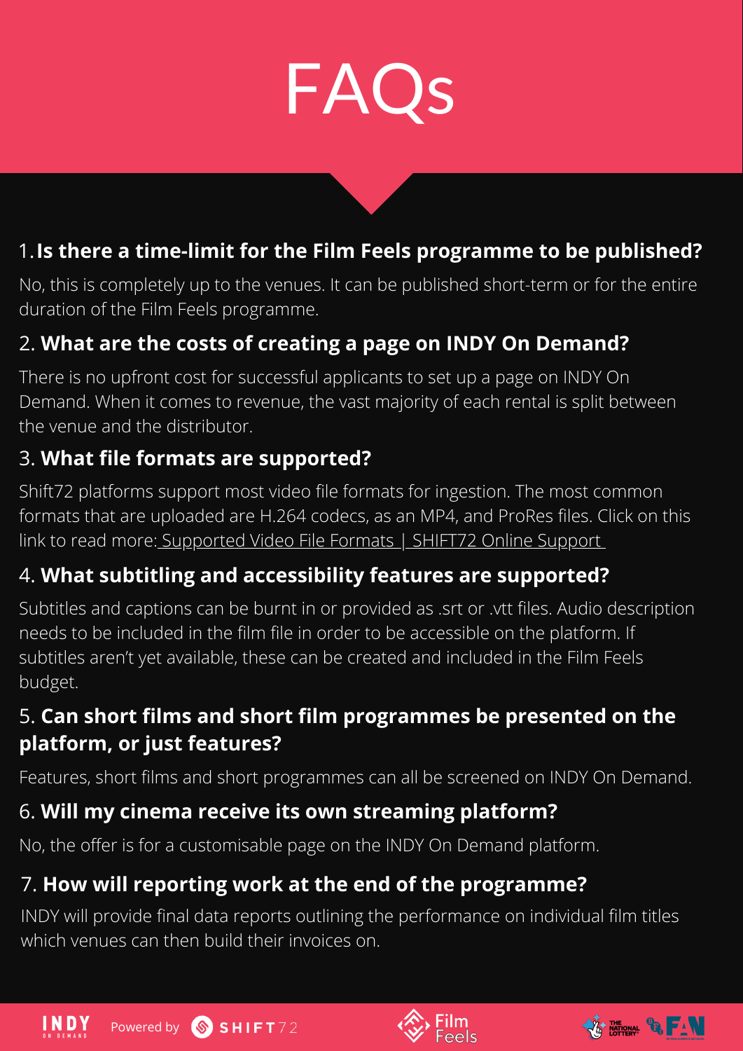# FAQs

1. **Is there a time-limit for the Film Feels programme to be published?**

No, this is completely up to the venues. It can be published short-term or for the entire duration of the Film Feels programme.

2. **What are the costs of creating a page on INDY On Demand?**

There is no upfront cost for successful applicants to set up a page on INDY On Demand. When it comes to revenue, the vast majority of each rental is split between the venue and the distributor.

3. **What file formats are supported?**

Shift72 platforms support most video file formats for ingestion. The most common formats that are uploaded are H.264 codecs, as an MP4, and ProRes files. Click on this link to read more: Supported Video File Formats | SHIFT72 Online Support

4. **What subtitling and accessibility features are supported?**

Subtitles and captions can be burnt in or provided as .srt or .vtt files. Audio description needs to be included in the film file in order to be accessible on the platform. If subtitles aren't yet available, these can be created and included in the Film Feels budget.

5. **Can short films and short film programmes be presented on the platform, or just features?**

Features, short films and short programmes can all be screened on INDY On Demand.

6. **Will my cinema receive its own streaming platform?**

No, the offer is for a customisable page on the INDY On Demand platform.

7. **How will reporting work at the end of the programme?**

INDY will provide final data reports outlining the performance on individual film titles which venues can then build their invoices on.

INDY ON DEMAND Powered by SHIFT72 | Film Feels | THE NATIONAL LOTTERY | BFI | FAN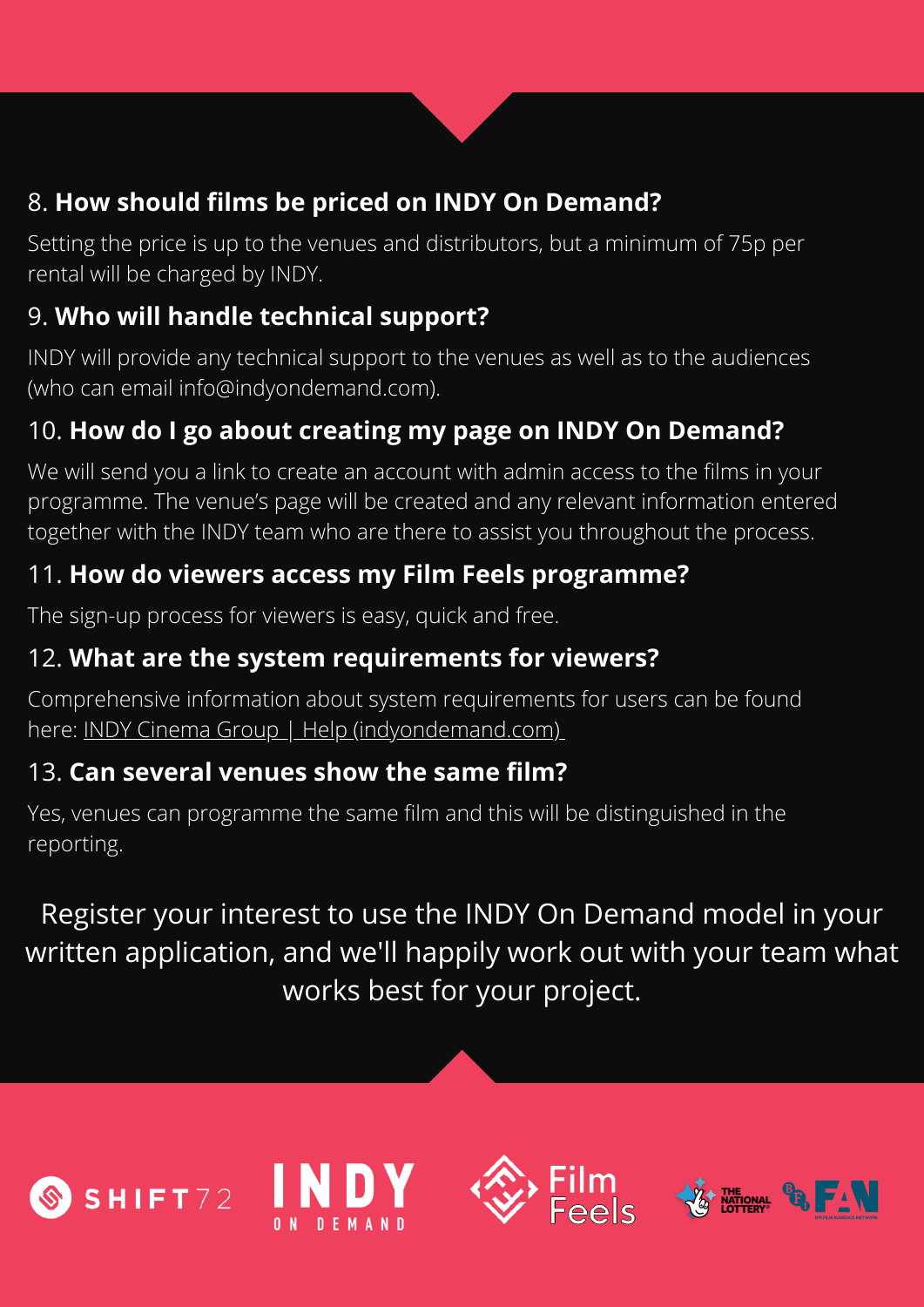8. **How should films be priced on INDY On Demand?**

Setting the price is up to the venues and distributors, but a minimum of 75p per rental will be charged by INDY.

9. **Who will handle technical support?**

INDY will provide any technical support to the venues as well as to the audiences (who can email info@indyondemand.com).

10. **How do I go about creating my page on INDY On Demand?**

We will send you a link to create an account with admin access to the films in your programme. The venue's page will be created and any relevant information entered together with the INDY team who are there to assist you throughout the process.

11. **How do viewers access my Film Feels programme?**

The sign-up process for viewers is easy, quick and free.

12. **What are the system requirements for viewers?**

Comprehensive information about system requirements for users can be found here: INDY Cinema Group | Help (indyondemand.com)

13. **Can several venues show the same film?**

Yes, venues can programme the same film and this will be distinguished in the reporting.

Register your interest to use the INDY On Demand model in your written application, and we'll happily work out with your team what works best for your project.

SHIFT72 INDY ON DEMAND Film Feels THE NATIONAL LOTTERY BFI FAN